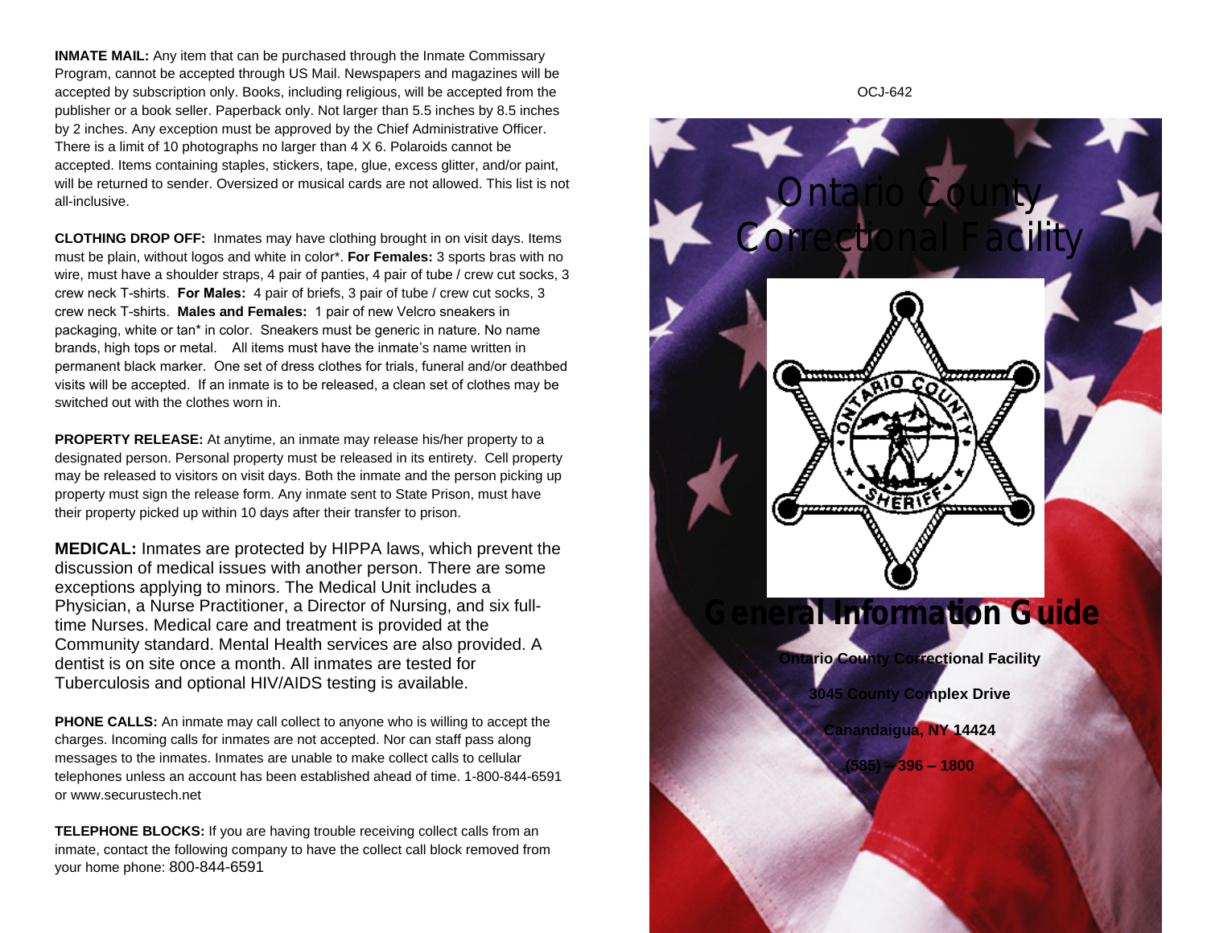**INMATE MAIL:** Any item that can be purchased through the Inmate Commissary Program, cannot be accepted through US Mail. Newspapers and magazines will be accepted by subscription only. Books, including religious, will be accepted from the publisher or a book seller. Paperback only. Not larger than 5.5 inches by 8.5 inches by 2 inches. Any exception must be approved by the Chief Administrative Officer. There is a limit of 10 photographs no larger than 4 X 6. Polaroids cannot be accepted. Items containing staples, stickers, tape, glue, excess glitter, and/or paint, will be returned to sender. Oversized or musical cards are not allowed. This list is not all-inclusive.

**CLOTHING DROP OFF:** Inmates may have clothing brought in on visit days. Items must be plain, without logos and white in color*. **For Females:** 3 sports bras with no wire, must have a shoulder straps, 4 pair of panties, 4 pair of tube / crew cut socks, 3 crew neck T-shirts. **For Males:** 4 pair of briefs, 3 pair of tube / crew cut socks, 3 crew neck T-shirts. **Males and Females:** 1 pair of new Velcro sneakers in packaging, white or tan* in color. Sneakers must be generic in nature. No name brands, high tops or metal. All items must have the inmate's name written in permanent black marker. One set of dress clothes for trials, funeral and/or deathbed visits will be accepted. If an inmate is to be released, a clean set of clothes may be switched out with the clothes worn in.

**PROPERTY RELEASE:** At anytime, an inmate may release his/her property to a designated person. Personal property must be released in its entirety. Cell property may be released to visitors on visit days. Both the inmate and the person picking up property must sign the release form. Any inmate sent to State Prison, must have their property picked up within 10 days after their transfer to prison.

**MEDICAL:** Inmates are protected by HIPPA laws, which prevent the discussion of medical issues with another person. There are some exceptions applying to minors. The Medical Unit includes a Physician, a Nurse Practitioner, a Director of Nursing, and six full-time Nurses. Medical care and treatment is provided at the Community standard. Mental Health services are also provided. A dentist is on site once a month. All inmates are tested for Tuberculosis and optional HIV/AIDS testing is available.

**PHONE CALLS:** An inmate may call collect to anyone who is willing to accept the charges. Incoming calls for inmates are not accepted. Nor can staff pass along messages to the inmates. Inmates are unable to make collect calls to cellular telephones unless an account has been established ahead of time. 1-800-844-6591 or www.securustech.net

**TELEPHONE BLOCKS:** If you are having trouble receiving collect calls from an inmate, contact the following company to have the collect call block removed from your home phone: 800-844-6591

OCJ-642

# Ontario County Correctional Facility

## General Information Guide

**Ontario County Correctional Facility**

**3045 County Complex Drive**

**Canandaigua, NY 14424**

**(585) – 396 – 1800**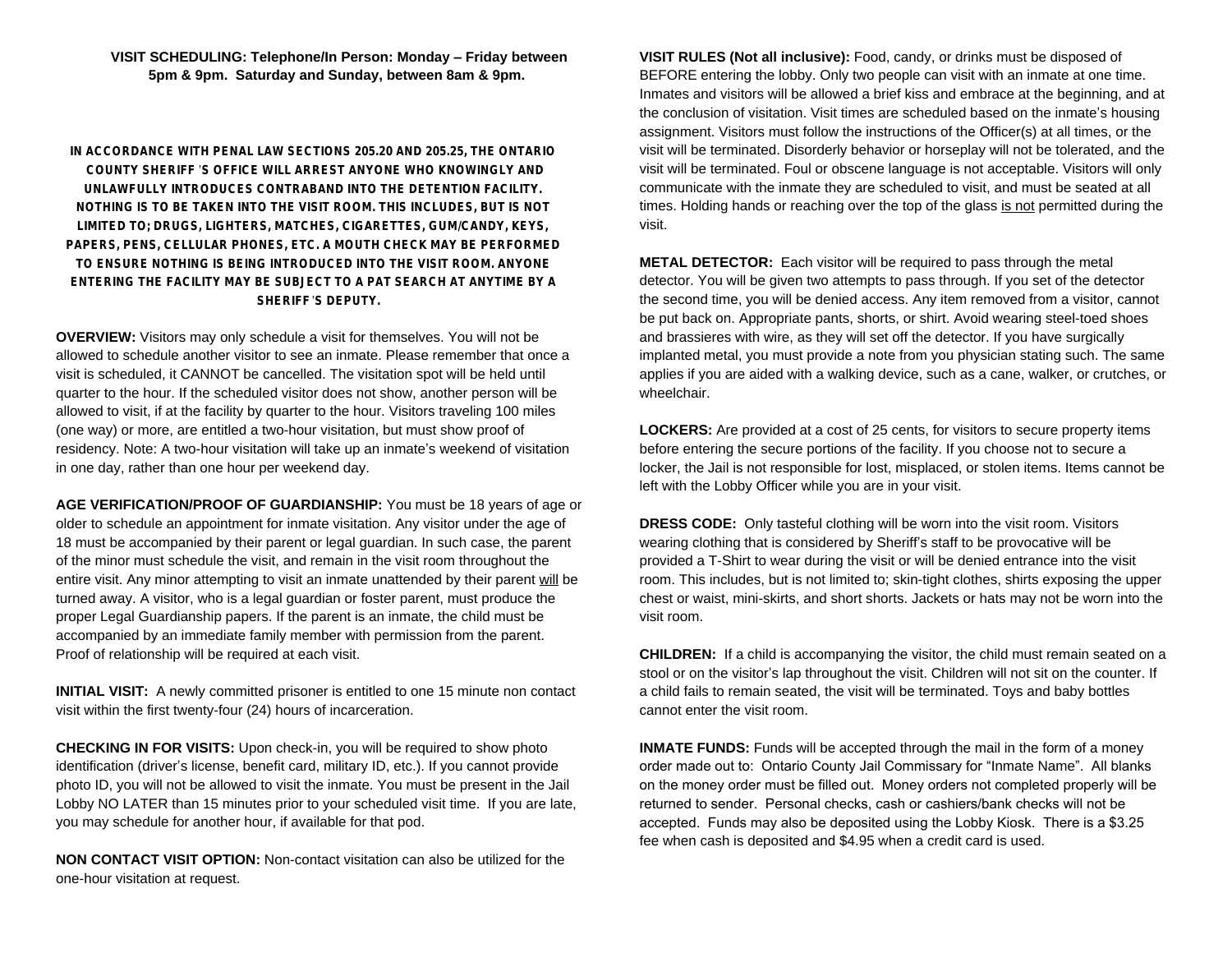**VISIT SCHEDULING: Telephone/In Person: Monday – Friday between 5pm & 9pm. Saturday and Sunday, between 8am & 9pm.**

**IN ACCORDANCE WITH PENAL LAW SECTIONS 205.20 AND 205.25, THE ONTARIO COUNTY SHERIFF'S OFFICE WILL ARREST ANYONE WHO KNOWINGLY AND UNLAWFULLY INTRODUCES CONTRABAND INTO THE DETENTION FACILITY. NOTHING IS TO BE TAKEN INTO THE VISIT ROOM. THIS INCLUDES, BUT IS NOT LIMITED TO; DRUGS, LIGHTERS, MATCHES, CIGARETTES, GUM/CANDY, KEYS, PAPERS, PENS, CELLULAR PHONES, ETC. A MOUTH CHECK MAY BE PERFORMED TO ENSURE NOTHING IS BEING INTRODUCED INTO THE VISIT ROOM. ANYONE ENTERING THE FACILITY MAY BE SUBJECT TO A PAT SEARCH AT ANYTIME BY A SHERIFF'S DEPUTY.**

**OVERVIEW:** Visitors may only schedule a visit for themselves. You will not be allowed to schedule another visitor to see an inmate. Please remember that once a visit is scheduled, it CANNOT be cancelled. The visitation spot will be held until quarter to the hour. If the scheduled visitor does not show, another person will be allowed to visit, if at the facility by quarter to the hour. Visitors traveling 100 miles (one way) or more, are entitled a two-hour visitation, but must show proof of residency. Note: A two-hour visitation will take up an inmate's weekend of visitation in one day, rather than one hour per weekend day.

**AGE VERIFICATION/PROOF OF GUARDIANSHIP:** You must be 18 years of age or older to schedule an appointment for inmate visitation. Any visitor under the age of 18 must be accompanied by their parent or legal guardian. In such case, the parent of the minor must schedule the visit, and remain in the visit room throughout the entire visit. Any minor attempting to visit an inmate unattended by their parent will be turned away. A visitor, who is a legal guardian or foster parent, must produce the proper Legal Guardianship papers. If the parent is an inmate, the child must be accompanied by an immediate family member with permission from the parent. Proof of relationship will be required at each visit.

**INITIAL VISIT:** A newly committed prisoner is entitled to one 15 minute non contact visit within the first twenty-four (24) hours of incarceration.

**CHECKING IN FOR VISITS:** Upon check-in, you will be required to show photo identification (driver's license, benefit card, military ID, etc.). If you cannot provide photo ID, you will not be allowed to visit the inmate. You must be present in the Jail Lobby NO LATER than 15 minutes prior to your scheduled visit time. If you are late, you may schedule for another hour, if available for that pod.

**NON CONTACT VISIT OPTION:** Non-contact visitation can also be utilized for the one-hour visitation at request.

**VISIT RULES (Not all inclusive):** Food, candy, or drinks must be disposed of BEFORE entering the lobby. Only two people can visit with an inmate at one time. Inmates and visitors will be allowed a brief kiss and embrace at the beginning, and at the conclusion of visitation. Visit times are scheduled based on the inmate's housing assignment. Visitors must follow the instructions of the Officer(s) at all times, or the visit will be terminated. Disorderly behavior or horseplay will not be tolerated, and the visit will be terminated. Foul or obscene language is not acceptable. Visitors will only communicate with the inmate they are scheduled to visit, and must be seated at all times. Holding hands or reaching over the top of the glass is not permitted during the visit.

**METAL DETECTOR:** Each visitor will be required to pass through the metal detector. You will be given two attempts to pass through. If you set of the detector the second time, you will be denied access. Any item removed from a visitor, cannot be put back on. Appropriate pants, shorts, or shirt. Avoid wearing steel-toed shoes and brassieres with wire, as they will set off the detector. If you have surgically implanted metal, you must provide a note from you physician stating such. The same applies if you are aided with a walking device, such as a cane, walker, or crutches, or wheelchair.

**LOCKERS:** Are provided at a cost of 25 cents, for visitors to secure property items before entering the secure portions of the facility. If you choose not to secure a locker, the Jail is not responsible for lost, misplaced, or stolen items. Items cannot be left with the Lobby Officer while you are in your visit.

**DRESS CODE:** Only tasteful clothing will be worn into the visit room. Visitors wearing clothing that is considered by Sheriff's staff to be provocative will be provided a T-Shirt to wear during the visit or will be denied entrance into the visit room. This includes, but is not limited to; skin-tight clothes, shirts exposing the upper chest or waist, mini-skirts, and short shorts. Jackets or hats may not be worn into the visit room.

**CHILDREN:** If a child is accompanying the visitor, the child must remain seated on a stool or on the visitor's lap throughout the visit. Children will not sit on the counter. If a child fails to remain seated, the visit will be terminated. Toys and baby bottles cannot enter the visit room.

**INMATE FUNDS:** Funds will be accepted through the mail in the form of a money order made out to: Ontario County Jail Commissary for "Inmate Name". All blanks on the money order must be filled out. Money orders not completed properly will be returned to sender. Personal checks, cash or cashiers/bank checks will not be accepted. Funds may also be deposited using the Lobby Kiosk. There is a $3.25 fee when cash is deposited and $4.95 when a credit card is used.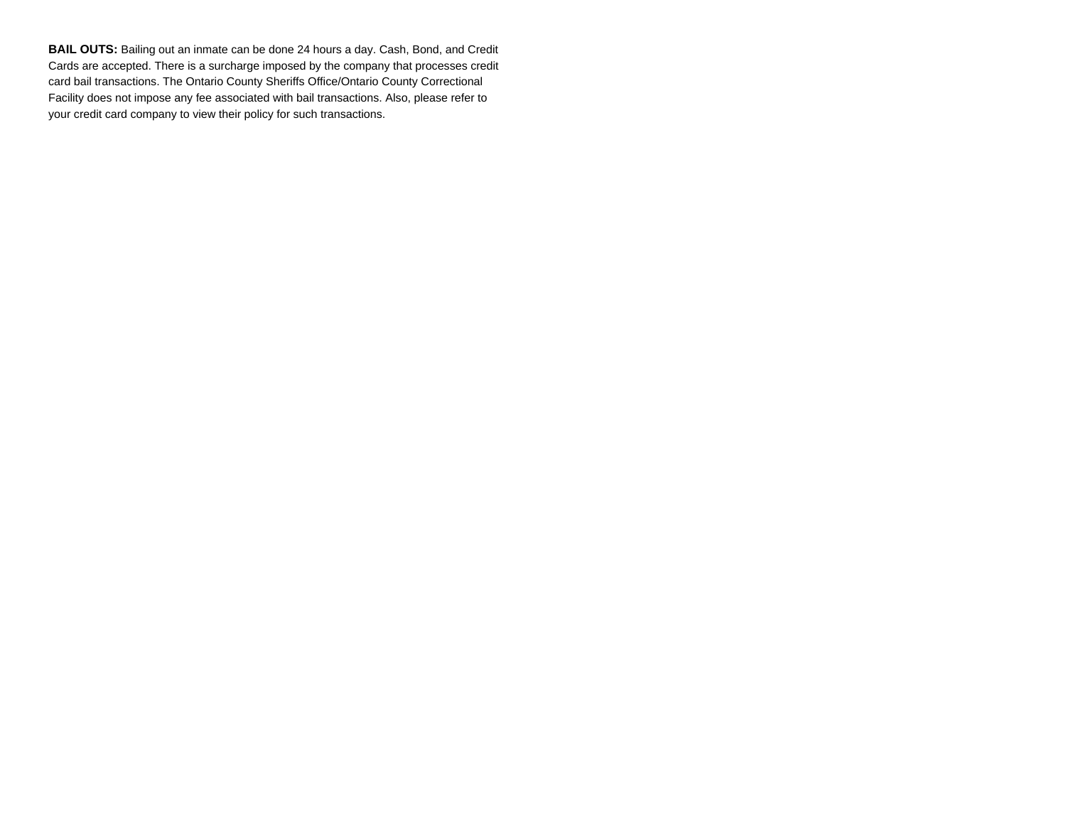**BAIL OUTS:** Bailing out an inmate can be done 24 hours a day. Cash, Bond, and Credit Cards are accepted. There is a surcharge imposed by the company that processes credit card bail transactions. The Ontario County Sheriffs Office/Ontario County Correctional Facility does not impose any fee associated with bail transactions. Also, please refer to your credit card company to view their policy for such transactions.